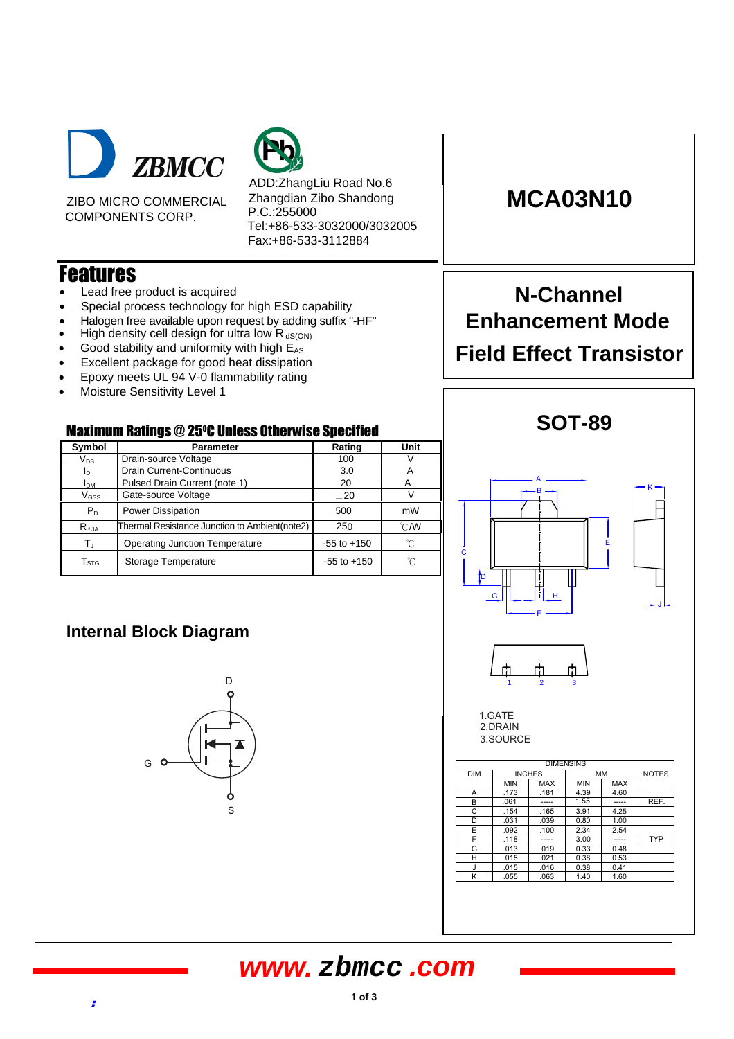ZBMCC

ZIBO MICRO COMMERCIAL COMPONENTS CORP.

ADD:ZhangLiu Road No.6
Zhangdian Zibo Shandong
P.C.:255000
Tel:+86-533-3032000/3032005
Fax:+86-533-3112884

# MCA03N10

## N-Channel Enhancement Mode Field Effect Transistor

## Features

- Lead free product is acquired
- Special process technology for high ESD capability
- Halogen free available upon request by adding suffix "-HF"
- High density cell design for ultra low $R_{dS(ON)}$
- Good stability and uniformity with high $E_{AS}$
- Excellent package for good heat dissipation
- Epoxy meets UL 94 V-0 flammability rating
- Moisture Sensitivity Level 1

## Maximum Ratings @ 25ºC Unless Otherwise Specified

| Symbol | Parameter | Rating | Unit |
|---|---|---|---|
| $V_{DS}$ | Drain-source Voltage | 100 | V |
| $I_D$ | Drain Current-Continuous | 3.0 | A |
| $I_{DM}$ | Pulsed Drain Current (note 1) | 20 | A |
| $V_{GSS}$ | Gate-source Voltage | ±20 | V |
| $P_D$ | Power Dissipation | 500 | mW |
| $R_{\theta JA}$ | Thermal Resistance Junction to Ambient(note2) | 250 | ℃/W |
| $T_J$ | Operating Junction Temperature | -55 to +150 | ℃ |
| $T_{STG}$ | Storage Temperature | -55 to +150 | ℃ |

## Internal Block Diagram

D

G

S

## SOT-89

1.GATE
2.DRAIN
3.SOURCE

| DIM | INCHES | | MM | | NOTES |
|---|---|---|---|---|---|
| | MIN | MAX | MIN | MAX | |
| A | .173 | .181 | 4.39 | 4.60 | |
| B | .061 | ----- | 1.55 | ----- | REF. |
| C | .154 | .165 | 3.91 | 4.25 | |
| D | .031 | .039 | 0.80 | 1.00 | |
| E | .092 | .100 | 2.34 | 2.54 | |
| F | .118 | ----- | 3.00 | ----- | TYP |
| G | .013 | .019 | 0.33 | 0.48 | |
| H | .015 | .021 | 0.38 | 0.53 | |
| J | .015 | .016 | 0.38 | 0.41 | |
| K | .055 | .063 | 1.40 | 1.60 | |

www.zbmcc.com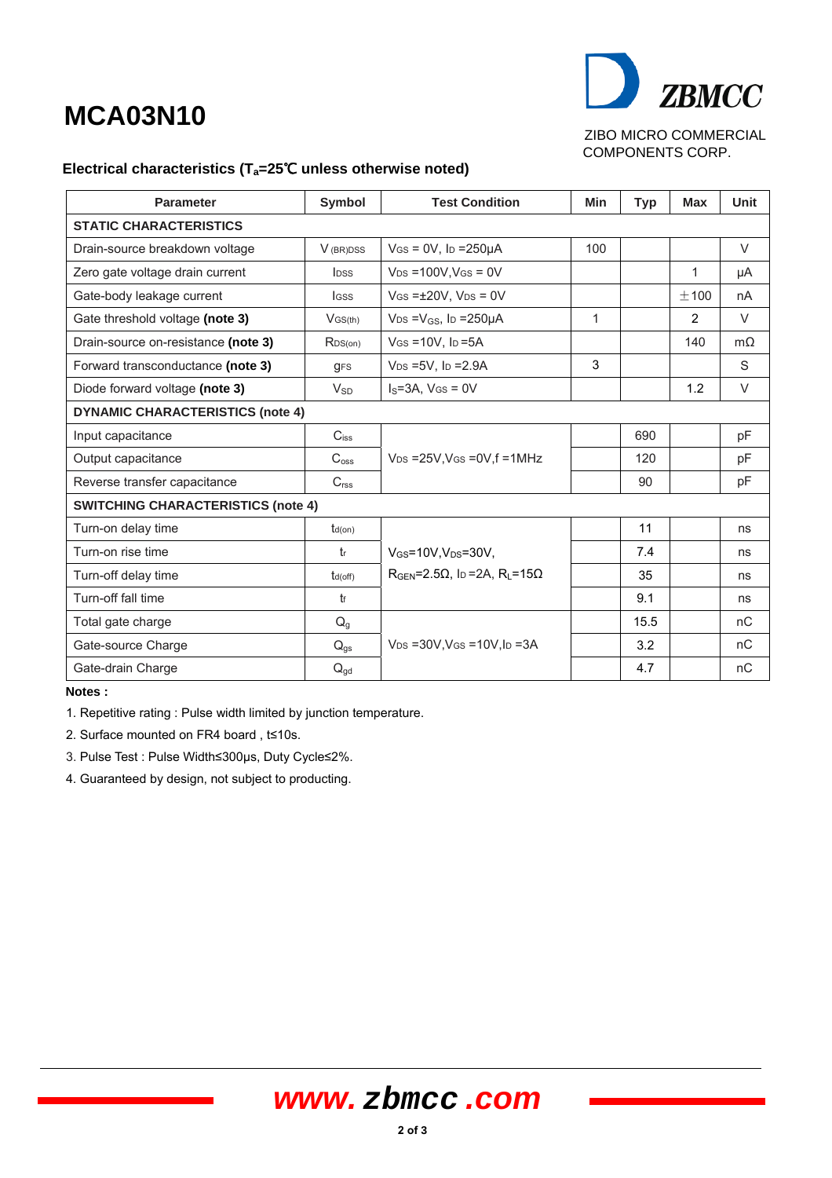# MCA03N10

ZBMCC

ZIBO MICRO COMMERCIAL COMPONENTS CORP.

### Electrical characteristics ($T_a$=25℃ unless otherwise noted)

| Parameter | Symbol | Test Condition | Min | Typ | Max | Unit |
|---|---|---|---|---|---|---|
| **STATIC CHARACTERISTICS** | | | | | | |
| Drain-source breakdown voltage | $V_{(BR)DSS}$ | $V_{GS}$ = 0V, $I_D$ =250μA | 100 | | | V |
| Zero gate voltage drain current | $I_{DSS}$ | $V_{DS}$ =100V,$V_{GS}$ = 0V | | | 1 | μA |
| Gate-body leakage current | $I_{GSS}$ | $V_{GS}$ =±20V, $V_{DS}$ = 0V | | | ±100 | nA |
| Gate threshold voltage **(note 3)** | $V_{GS(th)}$ | $V_{DS}$ =$V_{GS}$, $I_D$ =250μA | 1 | | 2 | V |
| Drain-source on-resistance **(note 3)** | $R_{DS(on)}$ | $V_{GS}$ =10V, $I_D$ =5A | | | 140 | mΩ |
| Forward transconductance **(note 3)** | $g_{FS}$ | $V_{DS}$ =5V, $I_D$ =2.9A | 3 | | | S |
| Diode forward voltage **(note 3)** | $V_{SD}$ | $I_S$=3A, $V_{GS}$ = 0V | | | 1.2 | V |
| **DYNAMIC CHARACTERISTICS (note 4)** | | | | | | |
| Input capacitance | $C_{iss}$ | $V_{DS}$ =25V,$V_{GS}$ =0V,f =1MHz | | 690 | | pF |
| Output capacitance | $C_{oss}$ | | | 120 | | pF |
| Reverse transfer capacitance | $C_{rss}$ | | | 90 | | pF |
| **SWITCHING CHARACTERISTICS (note 4)** | | | | | | |
| Turn-on delay time | $t_{d(on)}$ | $V_{GS}$=10V,$V_{DS}$=30V, $R_{GEN}$=2.5Ω, $I_D$ =2A, $R_L$=15Ω | | 11 | | ns |
| Turn-on rise time | $t_r$ | | | 7.4 | | ns |
| Turn-off delay time | $t_{d(off)}$ | | | 35 | | ns |
| Turn-off fall time | $t_f$ | | | 9.1 | | ns |
| Total gate charge | $Q_g$ | $V_{DS}$ =30V,$V_{GS}$ =10V,$I_D$ =3A | | 15.5 | | nC |
| Gate-source Charge | $Q_{gs}$ | | | 3.2 | | nC |
| Gate-drain Charge | $Q_{gd}$ | | | 4.7 | | nC |

**Notes :**

1. Repetitive rating : Pulse width limited by junction temperature.
2. Surface mounted on FR4 board , t≤10s.
3. Pulse Test : Pulse Width≤300μs, Duty Cycle≤2%.
4. Guaranteed by design, not subject to producting.

www.zbmcc.com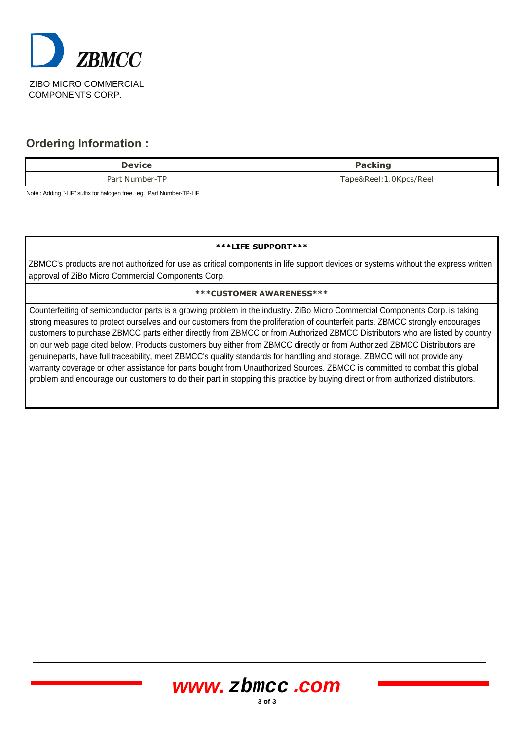ZBMCC

ZIBO MICRO COMMERCIAL COMPONENTS CORP.

## Ordering Information :

| Device | Packing |
|---|---|
| Part Number-TP | Tape&Reel:1.0Kpcs/Reel |

Note : Adding "-HF" suffix for halogen free, eg. Part Number-TP-HF

| ***LIFE SUPPORT*** |
|---|
| ZBMCC's products are not authorized for use as critical components in life support devices or systems without the express written approval of ZiBo Micro Commercial Components Corp. |
| ***CUSTOMER AWARENESS*** |
| Counterfeiting of semiconductor parts is a growing problem in the industry. ZiBo Micro Commercial Components Corp. is taking strong measures to protect ourselves and our customers from the proliferation of counterfeit parts. ZBMCC strongly encourages customers to purchase ZBMCC parts either directly from ZBMCC or from Authorized ZBMCC Distributors who are listed by country on our web page cited below. Products customers buy either from ZBMCC directly or from Authorized ZBMCC Distributors are genuineparts, have full traceability, meet ZBMCC's quality standards for handling and storage. ZBMCC will not provide any warranty coverage or other assistance for parts bought from Unauthorized Sources. ZBMCC is committed to combat this global problem and encourage our customers to do their part in stopping this practice by buying direct or from authorized distributors. |

www.zbmcc.com